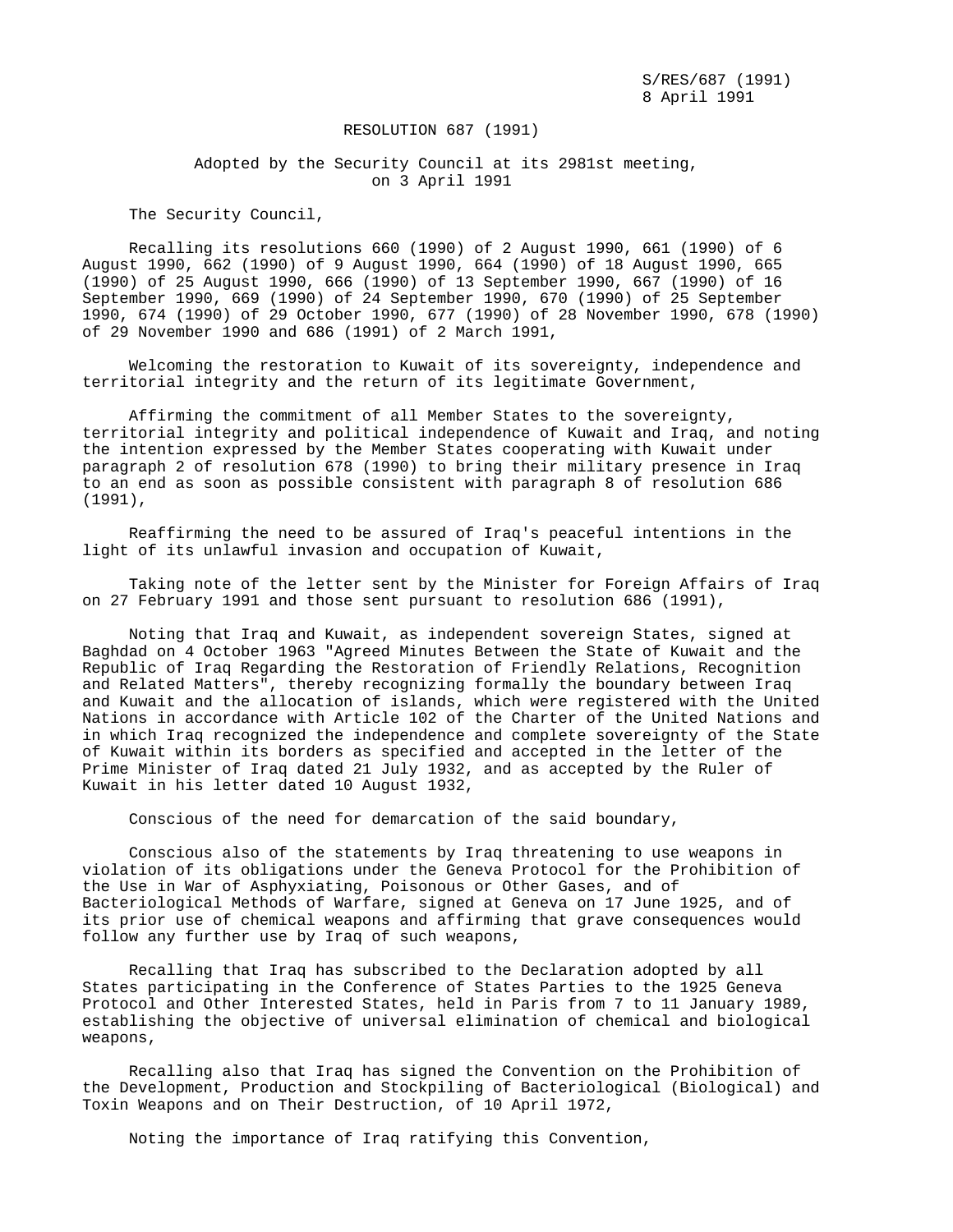S/RES/687 (1991)
8 April 1991

# RESOLUTION 687 (1991)

Adopted by the Security Council at its 2981st meeting, on 3 April 1991

The Security Council,

Recalling its resolutions 660 (1990) of 2 August 1990, 661 (1990) of 6 August 1990, 662 (1990) of 9 August 1990, 664 (1990) of 18 August 1990, 665 (1990) of 25 August 1990, 666 (1990) of 13 September 1990, 667 (1990) of 16 September 1990, 669 (1990) of 24 September 1990, 670 (1990) of 25 September 1990, 674 (1990) of 29 October 1990, 677 (1990) of 28 November 1990, 678 (1990) of 29 November 1990 and 686 (1991) of 2 March 1991,

Welcoming the restoration to Kuwait of its sovereignty, independence and territorial integrity and the return of its legitimate Government,

Affirming the commitment of all Member States to the sovereignty, territorial integrity and political independence of Kuwait and Iraq, and noting the intention expressed by the Member States cooperating with Kuwait under paragraph 2 of resolution 678 (1990) to bring their military presence in Iraq to an end as soon as possible consistent with paragraph 8 of resolution 686 (1991),

Reaffirming the need to be assured of Iraq's peaceful intentions in the light of its unlawful invasion and occupation of Kuwait,

Taking note of the letter sent by the Minister for Foreign Affairs of Iraq on 27 February 1991 and those sent pursuant to resolution 686 (1991),

Noting that Iraq and Kuwait, as independent sovereign States, signed at Baghdad on 4 October 1963 "Agreed Minutes Between the State of Kuwait and the Republic of Iraq Regarding the Restoration of Friendly Relations, Recognition and Related Matters", thereby recognizing formally the boundary between Iraq and Kuwait and the allocation of islands, which were registered with the United Nations in accordance with Article 102 of the Charter of the United Nations and in which Iraq recognized the independence and complete sovereignty of the State of Kuwait within its borders as specified and accepted in the letter of the Prime Minister of Iraq dated 21 July 1932, and as accepted by the Ruler of Kuwait in his letter dated 10 August 1932,

Conscious of the need for demarcation of the said boundary,

Conscious also of the statements by Iraq threatening to use weapons in violation of its obligations under the Geneva Protocol for the Prohibition of the Use in War of Asphyxiating, Poisonous or Other Gases, and of Bacteriological Methods of Warfare, signed at Geneva on 17 June 1925, and of its prior use of chemical weapons and affirming that grave consequences would follow any further use by Iraq of such weapons,

Recalling that Iraq has subscribed to the Declaration adopted by all States participating in the Conference of States Parties to the 1925 Geneva Protocol and Other Interested States, held in Paris from 7 to 11 January 1989, establishing the objective of universal elimination of chemical and biological weapons,

Recalling also that Iraq has signed the Convention on the Prohibition of the Development, Production and Stockpiling of Bacteriological (Biological) and Toxin Weapons and on Their Destruction, of 10 April 1972,

Noting the importance of Iraq ratifying this Convention,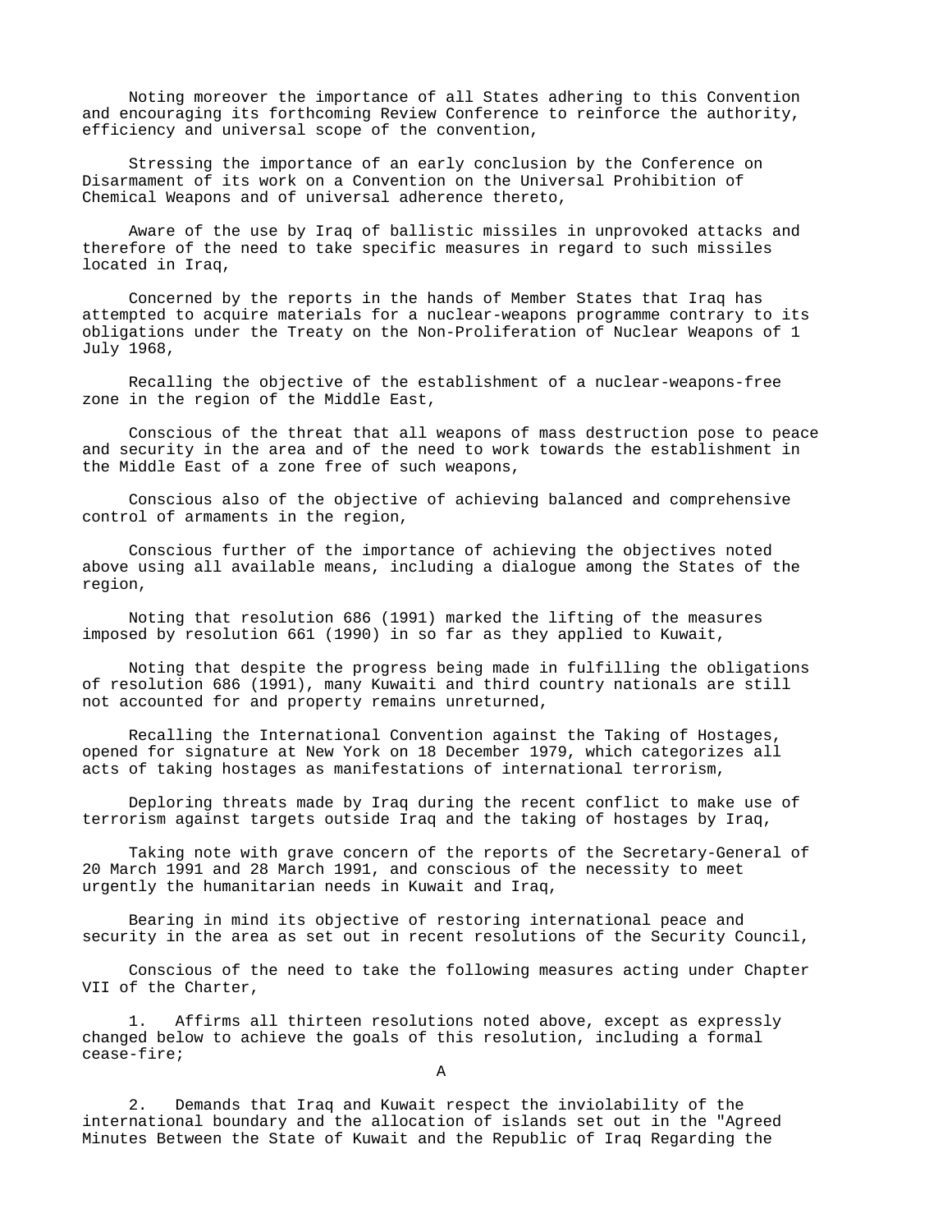Noting moreover the importance of all States adhering to this Convention and encouraging its forthcoming Review Conference to reinforce the authority, efficiency and universal scope of the convention,

Stressing the importance of an early conclusion by the Conference on Disarmament of its work on a Convention on the Universal Prohibition of Chemical Weapons and of universal adherence thereto,

Aware of the use by Iraq of ballistic missiles in unprovoked attacks and therefore of the need to take specific measures in regard to such missiles located in Iraq,

Concerned by the reports in the hands of Member States that Iraq has attempted to acquire materials for a nuclear-weapons programme contrary to its obligations under the Treaty on the Non-Proliferation of Nuclear Weapons of 1 July 1968,

Recalling the objective of the establishment of a nuclear-weapons-free zone in the region of the Middle East,

Conscious of the threat that all weapons of mass destruction pose to peace and security in the area and of the need to work towards the establishment in the Middle East of a zone free of such weapons,

Conscious also of the objective of achieving balanced and comprehensive control of armaments in the region,

Conscious further of the importance of achieving the objectives noted above using all available means, including a dialogue among the States of the region,

Noting that resolution 686 (1991) marked the lifting of the measures imposed by resolution 661 (1990) in so far as they applied to Kuwait,

Noting that despite the progress being made in fulfilling the obligations of resolution 686 (1991), many Kuwaiti and third country nationals are still not accounted for and property remains unreturned,

Recalling the International Convention against the Taking of Hostages, opened for signature at New York on 18 December 1979, which categorizes all acts of taking hostages as manifestations of international terrorism,

Deploring threats made by Iraq during the recent conflict to make use of terrorism against targets outside Iraq and the taking of hostages by Iraq,

Taking note with grave concern of the reports of the Secretary-General of 20 March 1991 and 28 March 1991, and conscious of the necessity to meet urgently the humanitarian needs in Kuwait and Iraq,

Bearing in mind its objective of restoring international peace and security in the area as set out in recent resolutions of the Security Council,

Conscious of the need to take the following measures acting under Chapter VII of the Charter,

1. Affirms all thirteen resolutions noted above, except as expressly changed below to achieve the goals of this resolution, including a formal cease-fire;

A

2. Demands that Iraq and Kuwait respect the inviolability of the international boundary and the allocation of islands set out in the "Agreed Minutes Between the State of Kuwait and the Republic of Iraq Regarding the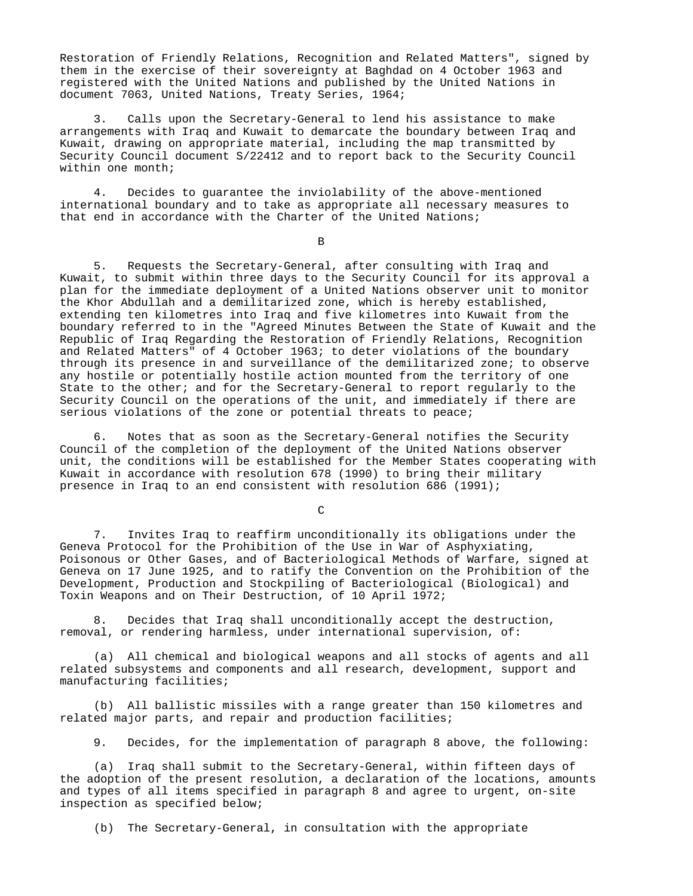Restoration of Friendly Relations, Recognition and Related Matters", signed by them in the exercise of their sovereignty at Baghdad on 4 October 1963 and registered with the United Nations and published by the United Nations in document 7063, United Nations, Treaty Series, 1964;

3. Calls upon the Secretary-General to lend his assistance to make arrangements with Iraq and Kuwait to demarcate the boundary between Iraq and Kuwait, drawing on appropriate material, including the map transmitted by Security Council document S/22412 and to report back to the Security Council within one month;

4. Decides to guarantee the inviolability of the above-mentioned international boundary and to take as appropriate all necessary measures to that end in accordance with the Charter of the United Nations;

B

5. Requests the Secretary-General, after consulting with Iraq and Kuwait, to submit within three days to the Security Council for its approval a plan for the immediate deployment of a United Nations observer unit to monitor the Khor Abdullah and a demilitarized zone, which is hereby established, extending ten kilometres into Iraq and five kilometres into Kuwait from the boundary referred to in the "Agreed Minutes Between the State of Kuwait and the Republic of Iraq Regarding the Restoration of Friendly Relations, Recognition and Related Matters" of 4 October 1963; to deter violations of the boundary through its presence in and surveillance of the demilitarized zone; to observe any hostile or potentially hostile action mounted from the territory of one State to the other; and for the Secretary-General to report regularly to the Security Council on the operations of the unit, and immediately if there are serious violations of the zone or potential threats to peace;

6. Notes that as soon as the Secretary-General notifies the Security Council of the completion of the deployment of the United Nations observer unit, the conditions will be established for the Member States cooperating with Kuwait in accordance with resolution 678 (1990) to bring their military presence in Iraq to an end consistent with resolution 686 (1991);

C

7. Invites Iraq to reaffirm unconditionally its obligations under the Geneva Protocol for the Prohibition of the Use in War of Asphyxiating, Poisonous or Other Gases, and of Bacteriological Methods of Warfare, signed at Geneva on 17 June 1925, and to ratify the Convention on the Prohibition of the Development, Production and Stockpiling of Bacteriological (Biological) and Toxin Weapons and on Their Destruction, of 10 April 1972;

8. Decides that Iraq shall unconditionally accept the destruction, removal, or rendering harmless, under international supervision, of:

(a) All chemical and biological weapons and all stocks of agents and all related subsystems and components and all research, development, support and manufacturing facilities;

(b) All ballistic missiles with a range greater than 150 kilometres and related major parts, and repair and production facilities;

9. Decides, for the implementation of paragraph 8 above, the following:

(a) Iraq shall submit to the Secretary-General, within fifteen days of the adoption of the present resolution, a declaration of the locations, amounts and types of all items specified in paragraph 8 and agree to urgent, on-site inspection as specified below;

(b) The Secretary-General, in consultation with the appropriate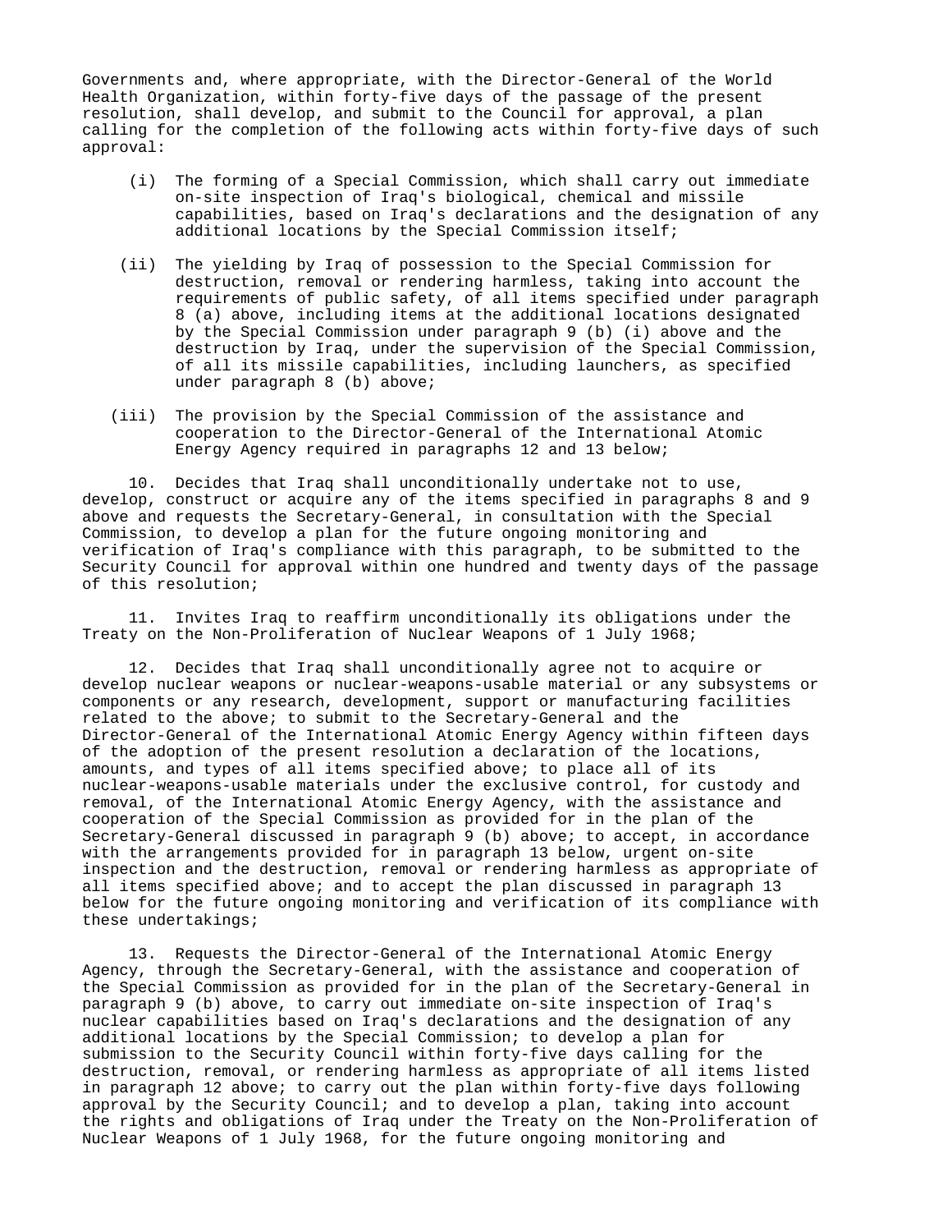Governments and, where appropriate, with the Director-General of the World Health Organization, within forty-five days of the passage of the present resolution, shall develop, and submit to the Council for approval, a plan calling for the completion of the following acts within forty-five days of such approval:

(i) The forming of a Special Commission, which shall carry out immediate on-site inspection of Iraq's biological, chemical and missile capabilities, based on Iraq's declarations and the designation of any additional locations by the Special Commission itself;

(ii) The yielding by Iraq of possession to the Special Commission for destruction, removal or rendering harmless, taking into account the requirements of public safety, of all items specified under paragraph 8 (a) above, including items at the additional locations designated by the Special Commission under paragraph 9 (b) (i) above and the destruction by Iraq, under the supervision of the Special Commission, of all its missile capabilities, including launchers, as specified under paragraph 8 (b) above;

(iii) The provision by the Special Commission of the assistance and cooperation to the Director-General of the International Atomic Energy Agency required in paragraphs 12 and 13 below;

10. Decides that Iraq shall unconditionally undertake not to use, develop, construct or acquire any of the items specified in paragraphs 8 and 9 above and requests the Secretary-General, in consultation with the Special Commission, to develop a plan for the future ongoing monitoring and verification of Iraq's compliance with this paragraph, to be submitted to the Security Council for approval within one hundred and twenty days of the passage of this resolution;

11. Invites Iraq to reaffirm unconditionally its obligations under the Treaty on the Non-Proliferation of Nuclear Weapons of 1 July 1968;

12. Decides that Iraq shall unconditionally agree not to acquire or develop nuclear weapons or nuclear-weapons-usable material or any subsystems or components or any research, development, support or manufacturing facilities related to the above; to submit to the Secretary-General and the Director-General of the International Atomic Energy Agency within fifteen days of the adoption of the present resolution a declaration of the locations, amounts, and types of all items specified above; to place all of its nuclear-weapons-usable materials under the exclusive control, for custody and removal, of the International Atomic Energy Agency, with the assistance and cooperation of the Special Commission as provided for in the plan of the Secretary-General discussed in paragraph 9 (b) above; to accept, in accordance with the arrangements provided for in paragraph 13 below, urgent on-site inspection and the destruction, removal or rendering harmless as appropriate of all items specified above; and to accept the plan discussed in paragraph 13 below for the future ongoing monitoring and verification of its compliance with these undertakings;

13. Requests the Director-General of the International Atomic Energy Agency, through the Secretary-General, with the assistance and cooperation of the Special Commission as provided for in the plan of the Secretary-General in paragraph 9 (b) above, to carry out immediate on-site inspection of Iraq's nuclear capabilities based on Iraq's declarations and the designation of any additional locations by the Special Commission; to develop a plan for submission to the Security Council within forty-five days calling for the destruction, removal, or rendering harmless as appropriate of all items listed in paragraph 12 above; to carry out the plan within forty-five days following approval by the Security Council; and to develop a plan, taking into account the rights and obligations of Iraq under the Treaty on the Non-Proliferation of Nuclear Weapons of 1 July 1968, for the future ongoing monitoring and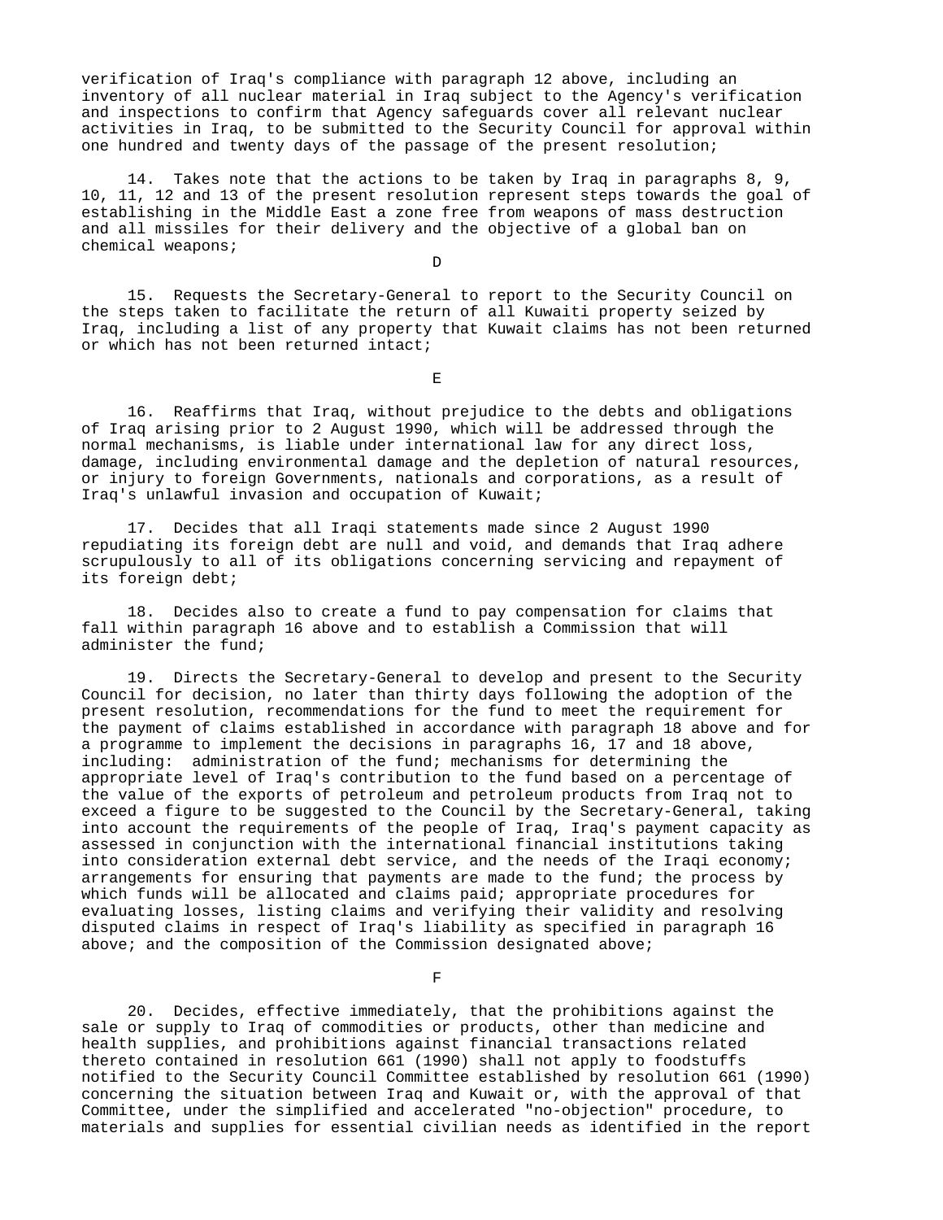verification of Iraq's compliance with paragraph 12 above, including an inventory of all nuclear material in Iraq subject to the Agency's verification and inspections to confirm that Agency safeguards cover all relevant nuclear activities in Iraq, to be submitted to the Security Council for approval within one hundred and twenty days of the passage of the present resolution;

14. Takes note that the actions to be taken by Iraq in paragraphs 8, 9, 10, 11, 12 and 13 of the present resolution represent steps towards the goal of establishing in the Middle East a zone free from weapons of mass destruction and all missiles for their delivery and the objective of a global ban on chemical weapons;

D

15. Requests the Secretary-General to report to the Security Council on the steps taken to facilitate the return of all Kuwaiti property seized by Iraq, including a list of any property that Kuwait claims has not been returned or which has not been returned intact;

E

16. Reaffirms that Iraq, without prejudice to the debts and obligations of Iraq arising prior to 2 August 1990, which will be addressed through the normal mechanisms, is liable under international law for any direct loss, damage, including environmental damage and the depletion of natural resources, or injury to foreign Governments, nationals and corporations, as a result of Iraq's unlawful invasion and occupation of Kuwait;

17. Decides that all Iraqi statements made since 2 August 1990 repudiating its foreign debt are null and void, and demands that Iraq adhere scrupulously to all of its obligations concerning servicing and repayment of its foreign debt;

18. Decides also to create a fund to pay compensation for claims that fall within paragraph 16 above and to establish a Commission that will administer the fund;

19. Directs the Secretary-General to develop and present to the Security Council for decision, no later than thirty days following the adoption of the present resolution, recommendations for the fund to meet the requirement for the payment of claims established in accordance with paragraph 18 above and for a programme to implement the decisions in paragraphs 16, 17 and 18 above, including: administration of the fund; mechanisms for determining the appropriate level of Iraq's contribution to the fund based on a percentage of the value of the exports of petroleum and petroleum products from Iraq not to exceed a figure to be suggested to the Council by the Secretary-General, taking into account the requirements of the people of Iraq, Iraq's payment capacity as assessed in conjunction with the international financial institutions taking into consideration external debt service, and the needs of the Iraqi economy; arrangements for ensuring that payments are made to the fund; the process by which funds will be allocated and claims paid; appropriate procedures for evaluating losses, listing claims and verifying their validity and resolving disputed claims in respect of Iraq's liability as specified in paragraph 16 above; and the composition of the Commission designated above;

F

20. Decides, effective immediately, that the prohibitions against the sale or supply to Iraq of commodities or products, other than medicine and health supplies, and prohibitions against financial transactions related thereto contained in resolution 661 (1990) shall not apply to foodstuffs notified to the Security Council Committee established by resolution 661 (1990) concerning the situation between Iraq and Kuwait or, with the approval of that Committee, under the simplified and accelerated "no-objection" procedure, to materials and supplies for essential civilian needs as identified in the report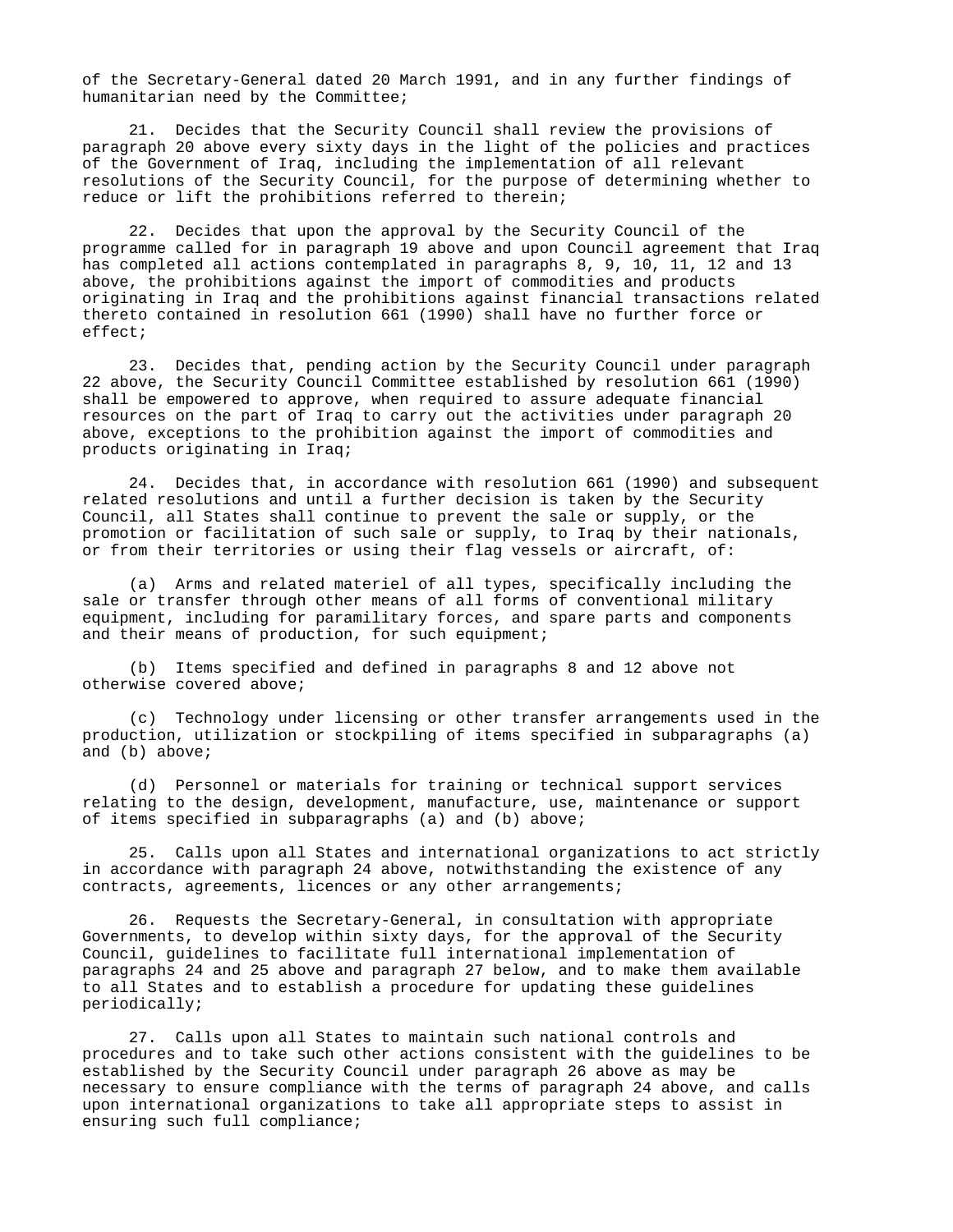of the Secretary-General dated 20 March 1991, and in any further findings of humanitarian need by the Committee;

21. Decides that the Security Council shall review the provisions of paragraph 20 above every sixty days in the light of the policies and practices of the Government of Iraq, including the implementation of all relevant resolutions of the Security Council, for the purpose of determining whether to reduce or lift the prohibitions referred to therein;

22. Decides that upon the approval by the Security Council of the programme called for in paragraph 19 above and upon Council agreement that Iraq has completed all actions contemplated in paragraphs 8, 9, 10, 11, 12 and 13 above, the prohibitions against the import of commodities and products originating in Iraq and the prohibitions against financial transactions related thereto contained in resolution 661 (1990) shall have no further force or effect;

23. Decides that, pending action by the Security Council under paragraph 22 above, the Security Council Committee established by resolution 661 (1990) shall be empowered to approve, when required to assure adequate financial resources on the part of Iraq to carry out the activities under paragraph 20 above, exceptions to the prohibition against the import of commodities and products originating in Iraq;

24. Decides that, in accordance with resolution 661 (1990) and subsequent related resolutions and until a further decision is taken by the Security Council, all States shall continue to prevent the sale or supply, or the promotion or facilitation of such sale or supply, to Iraq by their nationals, or from their territories or using their flag vessels or aircraft, of:

(a) Arms and related materiel of all types, specifically including the sale or transfer through other means of all forms of conventional military equipment, including for paramilitary forces, and spare parts and components and their means of production, for such equipment;

(b) Items specified and defined in paragraphs 8 and 12 above not otherwise covered above;

(c) Technology under licensing or other transfer arrangements used in the production, utilization or stockpiling of items specified in subparagraphs (a) and (b) above;

(d) Personnel or materials for training or technical support services relating to the design, development, manufacture, use, maintenance or support of items specified in subparagraphs (a) and (b) above;

25. Calls upon all States and international organizations to act strictly in accordance with paragraph 24 above, notwithstanding the existence of any contracts, agreements, licences or any other arrangements;

26. Requests the Secretary-General, in consultation with appropriate Governments, to develop within sixty days, for the approval of the Security Council, guidelines to facilitate full international implementation of paragraphs 24 and 25 above and paragraph 27 below, and to make them available to all States and to establish a procedure for updating these guidelines periodically;

27. Calls upon all States to maintain such national controls and procedures and to take such other actions consistent with the guidelines to be established by the Security Council under paragraph 26 above as may be necessary to ensure compliance with the terms of paragraph 24 above, and calls upon international organizations to take all appropriate steps to assist in ensuring such full compliance;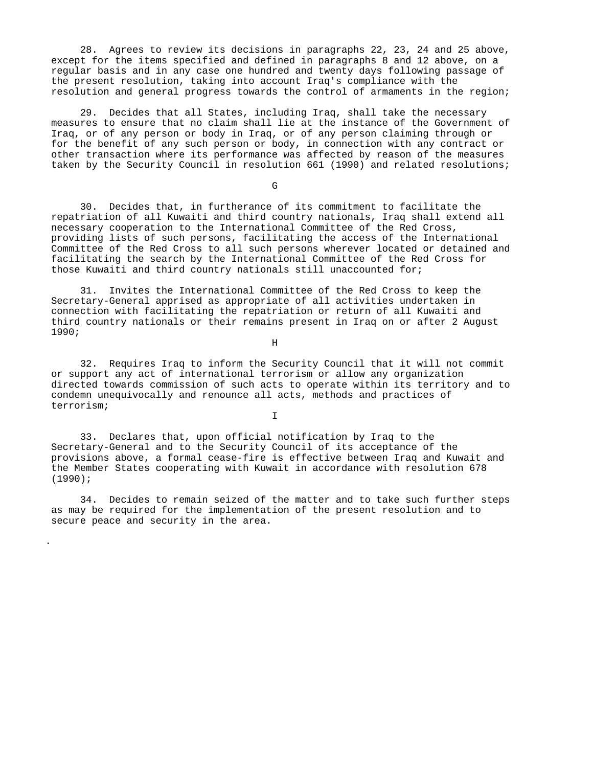28. Agrees to review its decisions in paragraphs 22, 23, 24 and 25 above, except for the items specified and defined in paragraphs 8 and 12 above, on a regular basis and in any case one hundred and twenty days following passage of the present resolution, taking into account Iraq's compliance with the resolution and general progress towards the control of armaments in the region;

29. Decides that all States, including Iraq, shall take the necessary measures to ensure that no claim shall lie at the instance of the Government of Iraq, or of any person or body in Iraq, or of any person claiming through or for the benefit of any such person or body, in connection with any contract or other transaction where its performance was affected by reason of the measures taken by the Security Council in resolution 661 (1990) and related resolutions;

G

30. Decides that, in furtherance of its commitment to facilitate the repatriation of all Kuwaiti and third country nationals, Iraq shall extend all necessary cooperation to the International Committee of the Red Cross, providing lists of such persons, facilitating the access of the International Committee of the Red Cross to all such persons wherever located or detained and facilitating the search by the International Committee of the Red Cross for those Kuwaiti and third country nationals still unaccounted for;

31. Invites the International Committee of the Red Cross to keep the Secretary-General apprised as appropriate of all activities undertaken in connection with facilitating the repatriation or return of all Kuwaiti and third country nationals or their remains present in Iraq on or after 2 August 1990;

H

32. Requires Iraq to inform the Security Council that it will not commit or support any act of international terrorism or allow any organization directed towards commission of such acts to operate within its territory and to condemn unequivocally and renounce all acts, methods and practices of terrorism;

I

33. Declares that, upon official notification by Iraq to the Secretary-General and to the Security Council of its acceptance of the provisions above, a formal cease-fire is effective between Iraq and Kuwait and the Member States cooperating with Kuwait in accordance with resolution 678 (1990);

34. Decides to remain seized of the matter and to take such further steps as may be required for the implementation of the present resolution and to secure peace and security in the area.